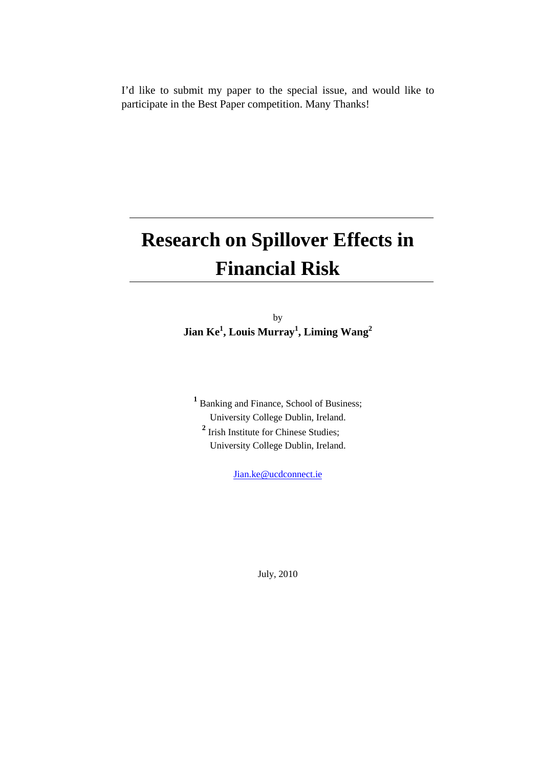I'd like to submit my paper to the special issue, and would like to participate in the Best Paper competition. Many Thanks!

# Research on Spillover Effects in Financial Risk

by

**Jian Ke[1], Louis Murray[1], Liming Wang[2]**

[1] Banking and Finance, School of Business;
University College Dublin, Ireland.

[2] Irish Institute for Chinese Studies;
University College Dublin, Ireland.

Jian.ke@ucdconnect.ie

July, 2010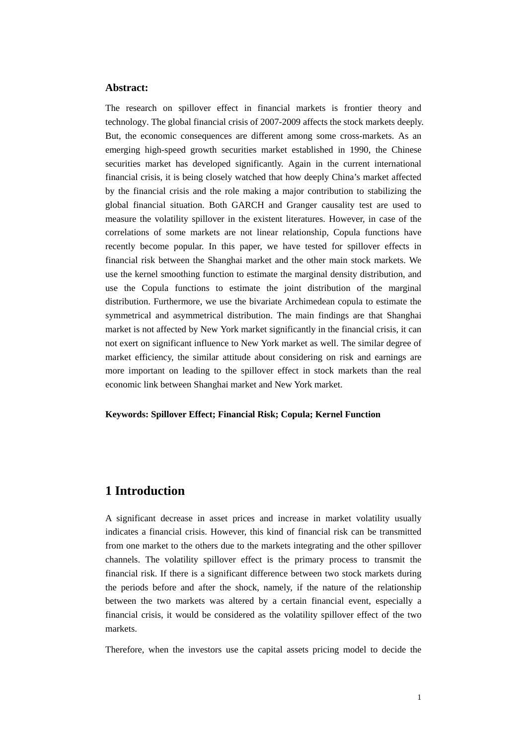**Abstract:**

The research on spillover effect in financial markets is frontier theory and technology. The global financial crisis of 2007-2009 affects the stock markets deeply. But, the economic consequences are different among some cross-markets. As an emerging high-speed growth securities market established in 1990, the Chinese securities market has developed significantly. Again in the current international financial crisis, it is being closely watched that how deeply China's market affected by the financial crisis and the role making a major contribution to stabilizing the global financial situation. Both GARCH and Granger causality test are used to measure the volatility spillover in the existent literatures. However, in case of the correlations of some markets are not linear relationship, Copula functions have recently become popular. In this paper, we have tested for spillover effects in financial risk between the Shanghai market and the other main stock markets. We use the kernel smoothing function to estimate the marginal density distribution, and use the Copula functions to estimate the joint distribution of the marginal distribution. Furthermore, we use the bivariate Archimedean copula to estimate the symmetrical and asymmetrical distribution. The main findings are that Shanghai market is not affected by New York market significantly in the financial crisis, it can not exert on significant influence to New York market as well. The similar degree of market efficiency, the similar attitude about considering on risk and earnings are more important on leading to the spillover effect in stock markets than the real economic link between Shanghai market and New York market.

**Keywords: Spillover Effect; Financial Risk; Copula; Kernel Function**

# 1 Introduction

A significant decrease in asset prices and increase in market volatility usually indicates a financial crisis. However, this kind of financial risk can be transmitted from one market to the others due to the markets integrating and the other spillover channels. The volatility spillover effect is the primary process to transmit the financial risk. If there is a significant difference between two stock markets during the periods before and after the shock, namely, if the nature of the relationship between the two markets was altered by a certain financial event, especially a financial crisis, it would be considered as the volatility spillover effect of the two markets.

Therefore, when the investors use the capital assets pricing model to decide the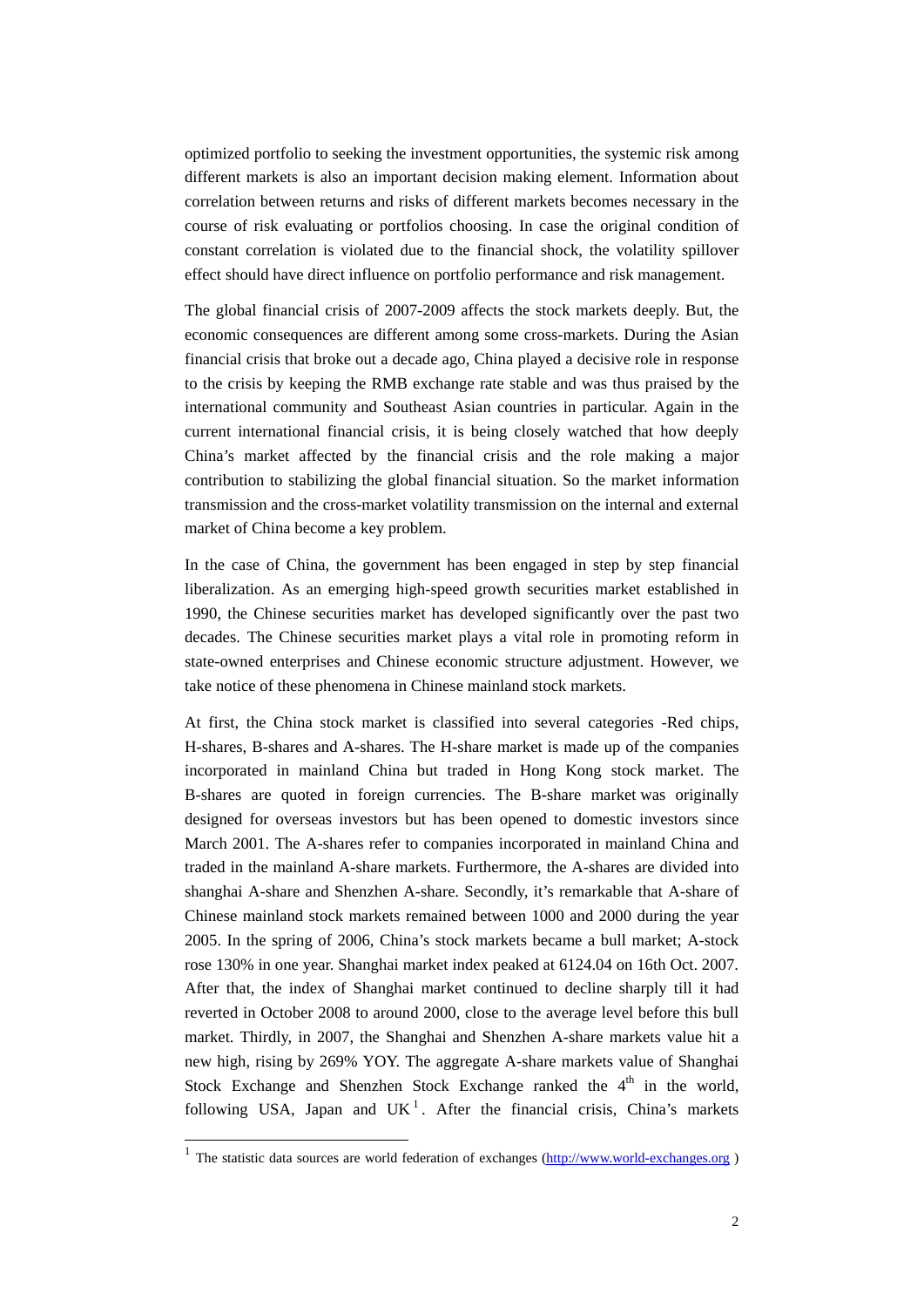optimized portfolio to seeking the investment opportunities, the systemic risk among different markets is also an important decision making element. Information about correlation between returns and risks of different markets becomes necessary in the course of risk evaluating or portfolios choosing. In case the original condition of constant correlation is violated due to the financial shock, the volatility spillover effect should have direct influence on portfolio performance and risk management.

The global financial crisis of 2007-2009 affects the stock markets deeply. But, the economic consequences are different among some cross-markets. During the Asian financial crisis that broke out a decade ago, China played a decisive role in response to the crisis by keeping the RMB exchange rate stable and was thus praised by the international community and Southeast Asian countries in particular. Again in the current international financial crisis, it is being closely watched that how deeply China's market affected by the financial crisis and the role making a major contribution to stabilizing the global financial situation. So the market information transmission and the cross-market volatility transmission on the internal and external market of China become a key problem.

In the case of China, the government has been engaged in step by step financial liberalization. As an emerging high-speed growth securities market established in 1990, the Chinese securities market has developed significantly over the past two decades. The Chinese securities market plays a vital role in promoting reform in state-owned enterprises and Chinese economic structure adjustment. However, we take notice of these phenomena in Chinese mainland stock markets.

At first, the China stock market is classified into several categories -Red chips, H-shares, B-shares and A-shares. The H-share market is made up of the companies incorporated in mainland China but traded in Hong Kong stock market. The B-shares are quoted in foreign currencies. The B-share market was originally designed for overseas investors but has been opened to domestic investors since March 2001. The A-shares refer to companies incorporated in mainland China and traded in the mainland A-share markets. Furthermore, the A-shares are divided into shanghai A-share and Shenzhen A-share. Secondly, it's remarkable that A-share of Chinese mainland stock markets remained between 1000 and 2000 during the year 2005. In the spring of 2006, China's stock markets became a bull market; A-stock rose 130% in one year. Shanghai market index peaked at 6124.04 on 16th Oct. 2007. After that, the index of Shanghai market continued to decline sharply till it had reverted in October 2008 to around 2000, close to the average level before this bull market. Thirdly, in 2007, the Shanghai and Shenzhen A-share markets value hit a new high, rising by 269% YOY. The aggregate A-share markets value of Shanghai Stock Exchange and Shenzhen Stock Exchange ranked the 4th in the world, following USA, Japan and UK[1]. After the financial crisis, China's markets

[1] The statistic data sources are world federation of exchanges (http://www.world-exchanges.org )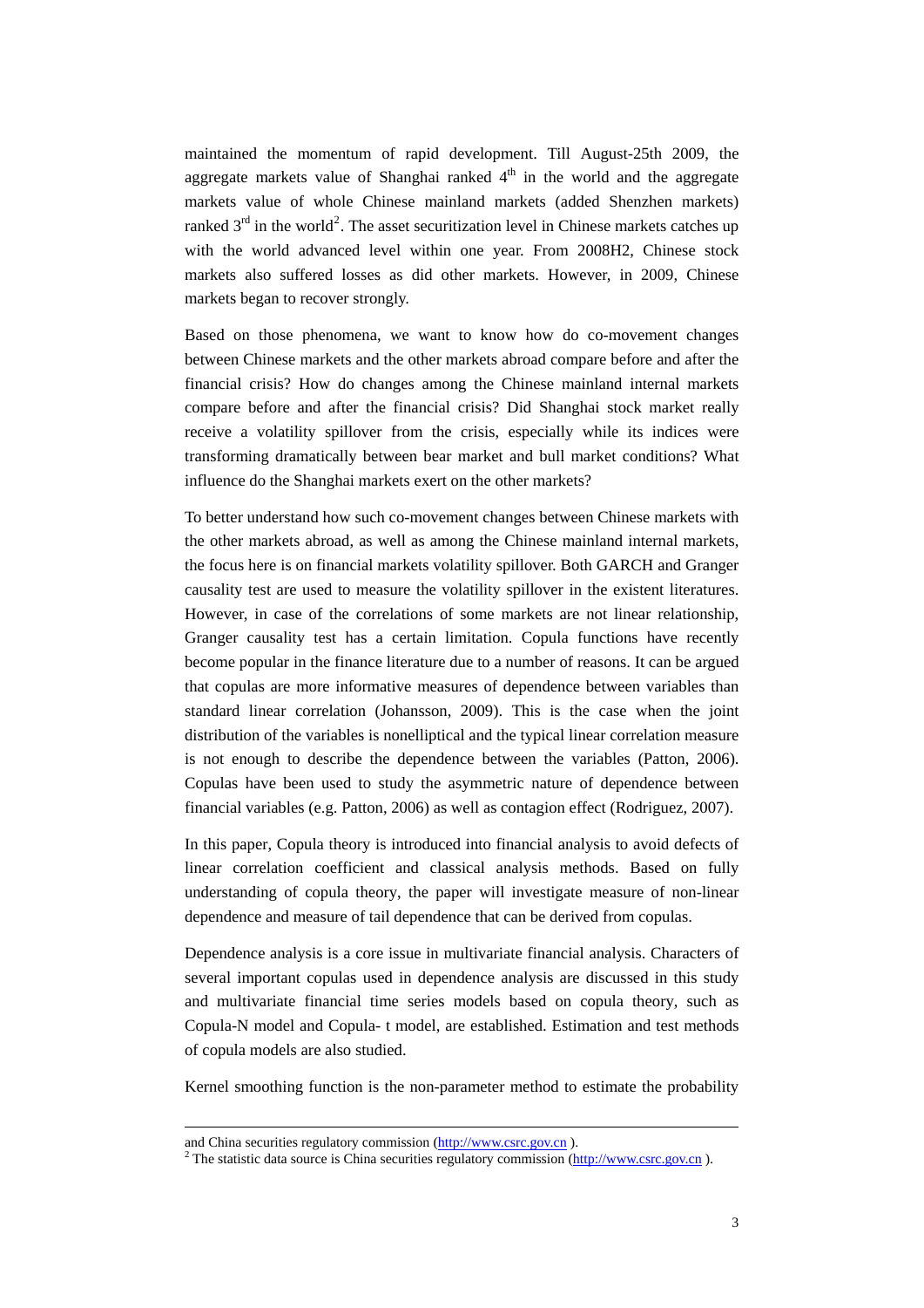maintained the momentum of rapid development. Till August-25th 2009, the aggregate markets value of Shanghai ranked 4th in the world and the aggregate markets value of whole Chinese mainland markets (added Shenzhen markets) ranked 3rd in the world[2]. The asset securitization level in Chinese markets catches up with the world advanced level within one year. From 2008H2, Chinese stock markets also suffered losses as did other markets. However, in 2009, Chinese markets began to recover strongly.

Based on those phenomena, we want to know how do co-movement changes between Chinese markets and the other markets abroad compare before and after the financial crisis? How do changes among the Chinese mainland internal markets compare before and after the financial crisis? Did Shanghai stock market really receive a volatility spillover from the crisis, especially while its indices were transforming dramatically between bear market and bull market conditions? What influence do the Shanghai markets exert on the other markets?

To better understand how such co-movement changes between Chinese markets with the other markets abroad, as well as among the Chinese mainland internal markets, the focus here is on financial markets volatility spillover. Both GARCH and Granger causality test are used to measure the volatility spillover in the existent literatures. However, in case of the correlations of some markets are not linear relationship, Granger causality test has a certain limitation. Copula functions have recently become popular in the finance literature due to a number of reasons. It can be argued that copulas are more informative measures of dependence between variables than standard linear correlation (Johansson, 2009). This is the case when the joint distribution of the variables is nonelliptical and the typical linear correlation measure is not enough to describe the dependence between the variables (Patton, 2006). Copulas have been used to study the asymmetric nature of dependence between financial variables (e.g. Patton, 2006) as well as contagion effect (Rodriguez, 2007).

In this paper, Copula theory is introduced into financial analysis to avoid defects of linear correlation coefficient and classical analysis methods. Based on fully understanding of copula theory, the paper will investigate measure of non-linear dependence and measure of tail dependence that can be derived from copulas.

Dependence analysis is a core issue in multivariate financial analysis. Characters of several important copulas used in dependence analysis are discussed in this study and multivariate financial time series models based on copula theory, such as Copula-N model and Copula- t model, are established. Estimation and test methods of copula models are also studied.

Kernel smoothing function is the non-parameter method to estimate the probability

---

and China securities regulatory commission (http://www.csrc.gov.cn ).

[2] The statistic data source is China securities regulatory commission (http://www.csrc.gov.cn ).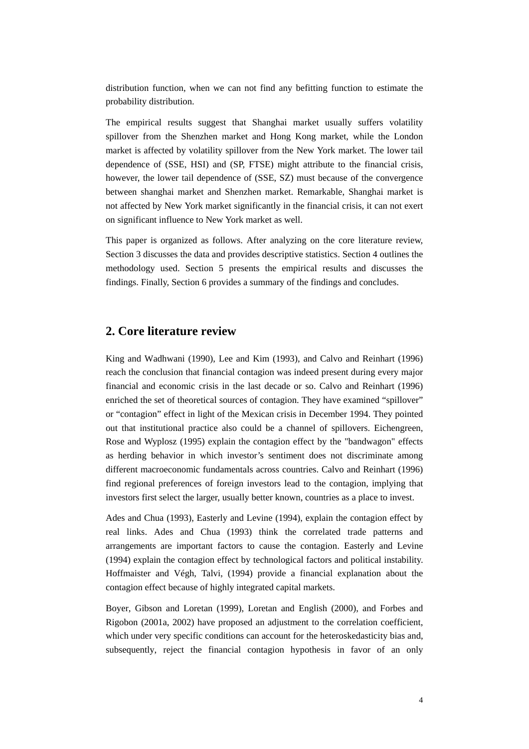distribution function, when we can not find any befitting function to estimate the probability distribution.

The empirical results suggest that Shanghai market usually suffers volatility spillover from the Shenzhen market and Hong Kong market, while the London market is affected by volatility spillover from the New York market. The lower tail dependence of (SSE, HSI) and (SP, FTSE) might attribute to the financial crisis, however, the lower tail dependence of (SSE, SZ) must because of the convergence between shanghai market and Shenzhen market. Remarkable, Shanghai market is not affected by New York market significantly in the financial crisis, it can not exert on significant influence to New York market as well.

This paper is organized as follows. After analyzing on the core literature review, Section 3 discusses the data and provides descriptive statistics. Section 4 outlines the methodology used. Section 5 presents the empirical results and discusses the findings. Finally, Section 6 provides a summary of the findings and concludes.

## 2. Core literature review

King and Wadhwani (1990), Lee and Kim (1993), and Calvo and Reinhart (1996) reach the conclusion that financial contagion was indeed present during every major financial and economic crisis in the last decade or so. Calvo and Reinhart (1996) enriched the set of theoretical sources of contagion. They have examined "spillover" or "contagion" effect in light of the Mexican crisis in December 1994. They pointed out that institutional practice also could be a channel of spillovers. Eichengreen, Rose and Wyplosz (1995) explain the contagion effect by the "bandwagon" effects as herding behavior in which investor's sentiment does not discriminate among different macroeconomic fundamentals across countries. Calvo and Reinhart (1996) find regional preferences of foreign investors lead to the contagion, implying that investors first select the larger, usually better known, countries as a place to invest.

Ades and Chua (1993), Easterly and Levine (1994), explain the contagion effect by real links. Ades and Chua (1993) think the correlated trade patterns and arrangements are important factors to cause the contagion. Easterly and Levine (1994) explain the contagion effect by technological factors and political instability. Hoffmaister and Végh, Talvi, (1994) provide a financial explanation about the contagion effect because of highly integrated capital markets.

Boyer, Gibson and Loretan (1999), Loretan and English (2000), and Forbes and Rigobon (2001a, 2002) have proposed an adjustment to the correlation coefficient, which under very specific conditions can account for the heteroskedasticity bias and, subsequently, reject the financial contagion hypothesis in favor of an only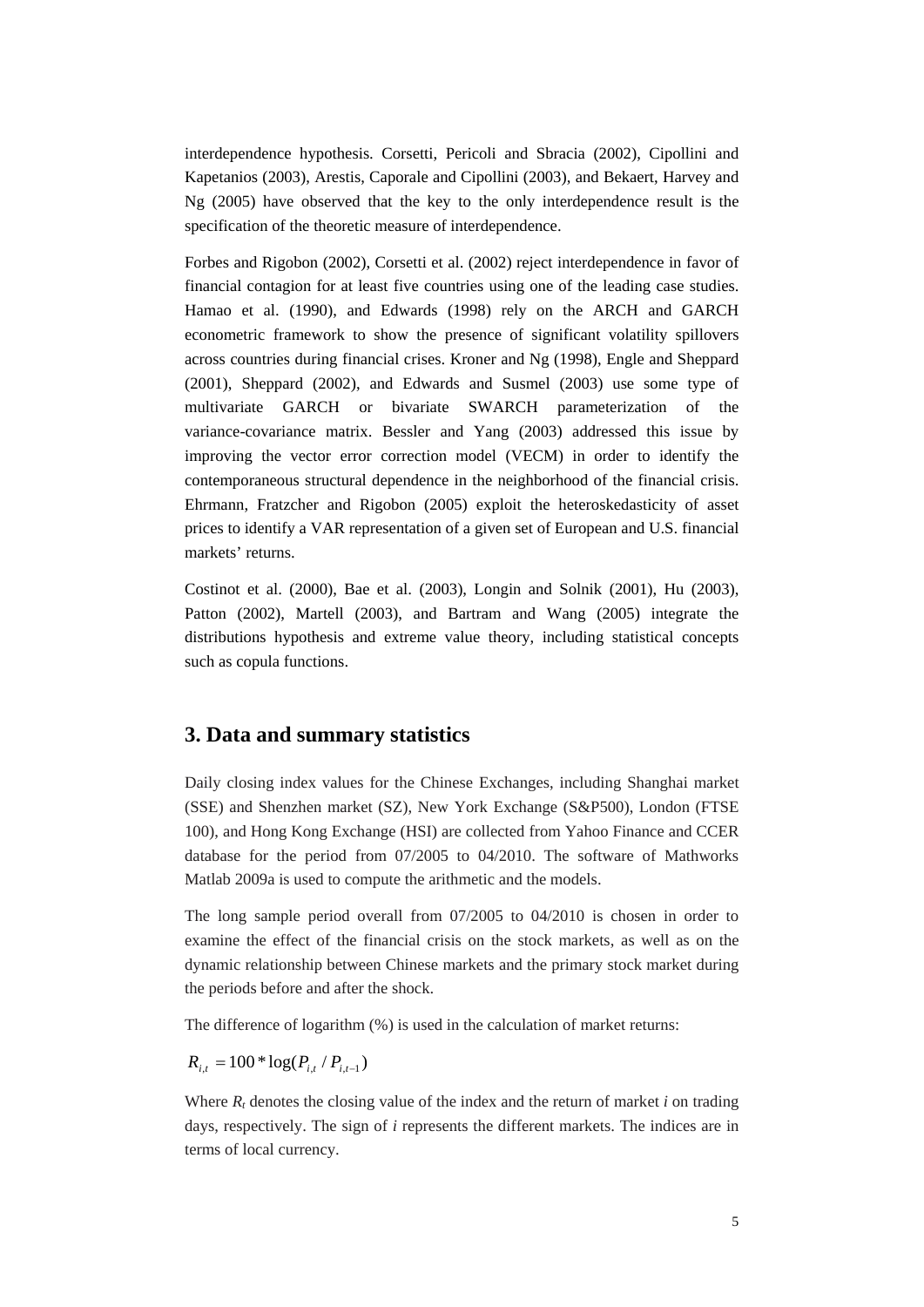interdependence hypothesis. Corsetti, Pericoli and Sbracia (2002), Cipollini and Kapetanios (2003), Arestis, Caporale and Cipollini (2003), and Bekaert, Harvey and Ng (2005) have observed that the key to the only interdependence result is the specification of the theoretic measure of interdependence.

Forbes and Rigobon (2002), Corsetti et al. (2002) reject interdependence in favor of financial contagion for at least five countries using one of the leading case studies. Hamao et al. (1990), and Edwards (1998) rely on the ARCH and GARCH econometric framework to show the presence of significant volatility spillovers across countries during financial crises. Kroner and Ng (1998), Engle and Sheppard (2001), Sheppard (2002), and Edwards and Susmel (2003) use some type of multivariate GARCH or bivariate SWARCH parameterization of the variance-covariance matrix. Bessler and Yang (2003) addressed this issue by improving the vector error correction model (VECM) in order to identify the contemporaneous structural dependence in the neighborhood of the financial crisis. Ehrmann, Fratzcher and Rigobon (2005) exploit the heteroskedasticity of asset prices to identify a VAR representation of a given set of European and U.S. financial markets' returns.

Costinot et al. (2000), Bae et al. (2003), Longin and Solnik (2001), Hu (2003), Patton (2002), Martell (2003), and Bartram and Wang (2005) integrate the distributions hypothesis and extreme value theory, including statistical concepts such as copula functions.

## 3. Data and summary statistics

Daily closing index values for the Chinese Exchanges, including Shanghai market (SSE) and Shenzhen market (SZ), New York Exchange (S&P500), London (FTSE 100), and Hong Kong Exchange (HSI) are collected from Yahoo Finance and CCER database for the period from 07/2005 to 04/2010. The software of Mathworks Matlab 2009a is used to compute the arithmetic and the models.

The long sample period overall from 07/2005 to 04/2010 is chosen in order to examine the effect of the financial crisis on the stock markets, as well as on the dynamic relationship between Chinese markets and the primary stock market during the periods before and after the shock.

The difference of logarithm (%) is used in the calculation of market returns:

$$R_{i,t} = 100 * \log(P_{i,t} / P_{i,t-1})$$

Where $R_t$ denotes the closing value of the index and the return of market $i$ on trading days, respectively. The sign of $i$ represents the different markets. The indices are in terms of local currency.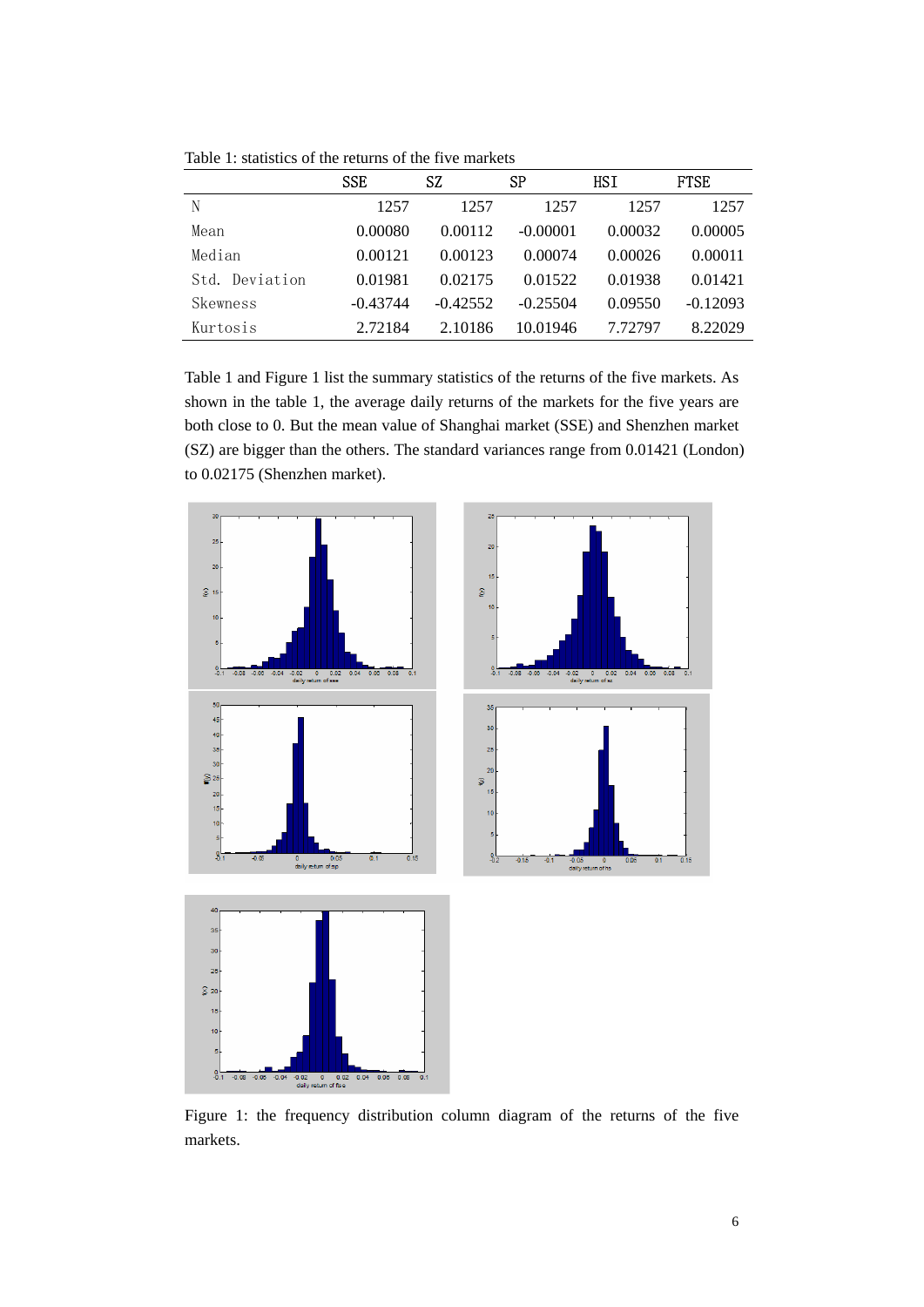Table 1: statistics of the returns of the five markets

| | SSE | SZ | SP | HSI | FTSE |
|---|---|---|---|---|---|
| N | 1257 | 1257 | 1257 | 1257 | 1257 |
| Mean | 0.00080 | 0.00112 | -0.00001 | 0.00032 | 0.00005 |
| Median | 0.00121 | 0.00123 | 0.00074 | 0.00026 | 0.00011 |
| Std. Deviation | 0.01981 | 0.02175 | 0.01522 | 0.01938 | 0.01421 |
| Skewness | -0.43744 | -0.42552 | -0.25504 | 0.09550 | -0.12093 |
| Kurtosis | 2.72184 | 2.10186 | 10.01946 | 7.72797 | 8.22029 |

Table 1 and Figure 1 list the summary statistics of the returns of the five markets. As shown in the table 1, the average daily returns of the markets for the five years are both close to 0. But the mean value of Shanghai market (SSE) and Shenzhen market (SZ) are bigger than the others. The standard variances range from 0.01421 (London) to 0.02175 (Shenzhen market).

Figure 1: the frequency distribution column diagram of the returns of the five markets.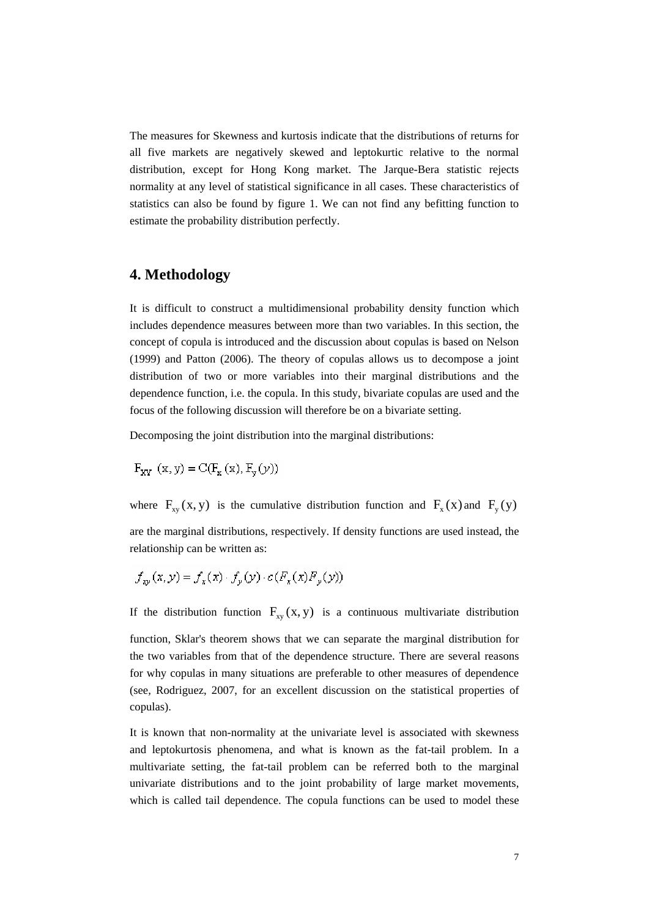The measures for Skewness and kurtosis indicate that the distributions of returns for all five markets are negatively skewed and leptokurtic relative to the normal distribution, except for Hong Kong market. The Jarque-Bera statistic rejects normality at any level of statistical significance in all cases. These characteristics of statistics can also be found by figure 1. We can not find any befitting function to estimate the probability distribution perfectly.

## 4. Methodology

It is difficult to construct a multidimensional probability density function which includes dependence measures between more than two variables. In this section, the concept of copula is introduced and the discussion about copulas is based on Nelson (1999) and Patton (2006). The theory of copulas allows us to decompose a joint distribution of two or more variables into their marginal distributions and the dependence function, i.e. the copula. In this study, bivariate copulas are used and the focus of the following discussion will therefore be on a bivariate setting.

Decomposing the joint distribution into the marginal distributions:

$$F_{XY}(x, y) = C(F_x(x), F_y(y))$$

where $F_{xy}(x, y)$ is the cumulative distribution function and $F_x(x)$ and $F_y(y)$ are the marginal distributions, respectively. If density functions are used instead, the relationship can be written as:

$$f_{xy}(x, y) = f_x(x) \cdot f_y(y) \cdot c(F_x(x) F_y(y))$$

If the distribution function $F_{xy}(x, y)$ is a continuous multivariate distribution function, Sklar's theorem shows that we can separate the marginal distribution for the two variables from that of the dependence structure. There are several reasons for why copulas in many situations are preferable to other measures of dependence (see, Rodriguez, 2007, for an excellent discussion on the statistical properties of copulas).

It is known that non-normality at the univariate level is associated with skewness and leptokurtosis phenomena, and what is known as the fat-tail problem. In a multivariate setting, the fat-tail problem can be referred both to the marginal univariate distributions and to the joint probability of large market movements, which is called tail dependence. The copula functions can be used to model these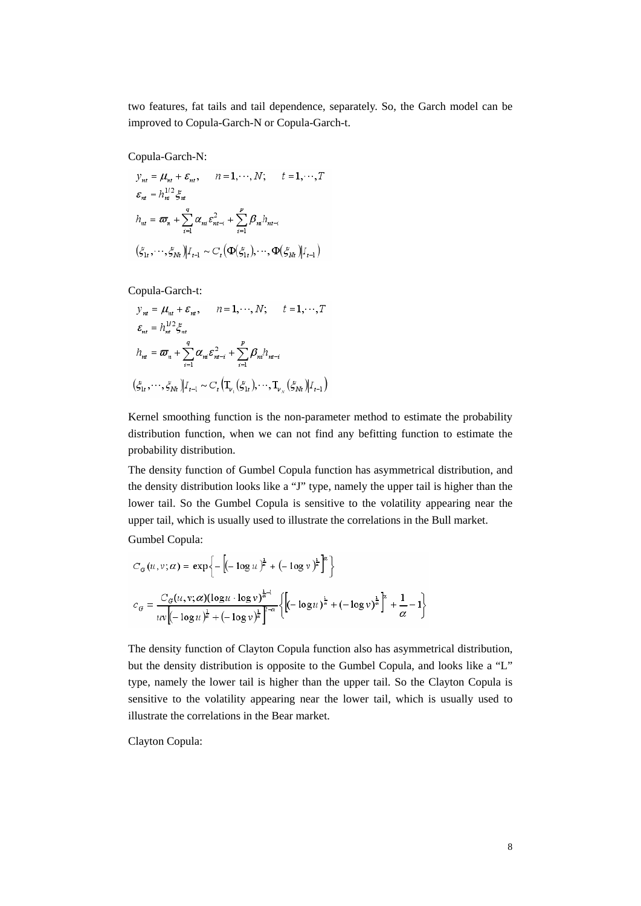two features, fat tails and tail dependence, separately. So, the Garch model can be improved to Copula-Garch-N or Copula-Garch-t.

Copula-Garch-N:

$$y_{nt} = \mu_{nt} + \varepsilon_{nt}, \qquad n = 1, \cdots, N; \qquad t = 1, \cdots, T$$

$$\varepsilon_{nt} = h_{nt}^{1/2} \xi_{nt}$$

$$h_{nt} = \varpi_n + \sum_{i=1}^{q} \alpha_{ni} \varepsilon_{nt-i}^2 + \sum_{i=1}^{p} \beta_{ni} h_{nt-i}$$

$$(\xi_{1t}, \cdots, \xi_{Nt}) | I_{t-1} \sim C_t\left(\Phi(\xi_{1t}), \cdots, \Phi(\xi_{Nt}) | I_{t-1}\right)$$

Copula-Garch-t:

$$y_{nt} = \mu_{nt} + \varepsilon_{nt}, \qquad n = 1, \cdots, N; \qquad t = 1, \cdots, T$$

$$\varepsilon_{nt} = h_{nt}^{1/2} \xi_{nt}$$

$$h_{nt} = \varpi_n + \sum_{i=1}^{q} \alpha_{ni} \varepsilon_{nt-i}^2 + \sum_{i=1}^{p} \beta_{ni} h_{nt-i}$$

$$(\xi_{1t}, \cdots, \xi_{Nt}) | I_{t-1} \sim C_t\left(\mathrm{T}_{\nu_1}(\xi_{1t}), \cdots, \mathrm{T}_{\nu_N}(\xi_{Nt}) | I_{t-1}\right)$$

Kernel smoothing function is the non-parameter method to estimate the probability distribution function, when we can not find any befitting function to estimate the probability distribution.

The density function of Gumbel Copula function has asymmetrical distribution, and the density distribution looks like a "J" type, namely the upper tail is higher than the lower tail. So the Gumbel Copula is sensitive to the volatility appearing near the upper tail, which is usually used to illustrate the correlations in the Bull market.

Gumbel Copula:

$$C_G(u, v; \alpha) = \exp\left\{-\left[(-\log u)^{\frac{1}{\alpha}} + (-\log v)^{\frac{1}{\alpha}}\right]^{\alpha}\right\}$$

$$c_G = \frac{C_G(u, v; \alpha)(\log u \cdot \log v)^{\frac{1}{\alpha}-1}}{uv\left[(-\log u)^{\frac{1}{\alpha}} + (-\log v)^{\frac{1}{\alpha}}\right]^{2-\alpha}} \left\{\left[(-\log u)^{\frac{1}{\alpha}} + (-\log v)^{\frac{1}{\alpha}}\right]^{\alpha} + \frac{1}{\alpha} - 1\right\}$$

The density function of Clayton Copula function also has asymmetrical distribution, but the density distribution is opposite to the Gumbel Copula, and looks like a "L" type, namely the lower tail is higher than the upper tail. So the Clayton Copula is sensitive to the volatility appearing near the lower tail, which is usually used to illustrate the correlations in the Bear market.

Clayton Copula: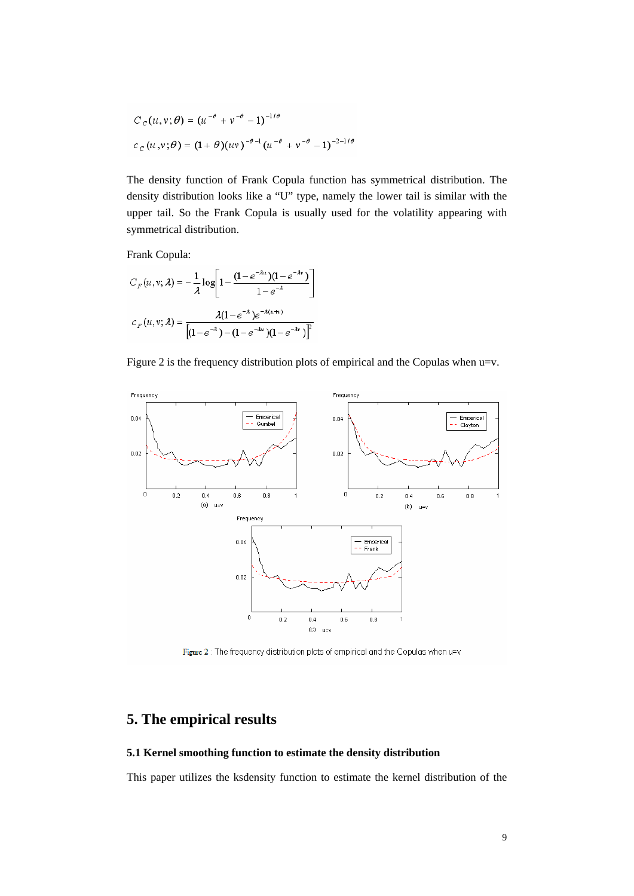$$C_C(u,v;\theta) = (u^{-\theta} + v^{-\theta} - 1)^{-1/\theta}$$

$$c_C(u,v;\theta) = (1+\theta)(uv)^{-\theta-1}(u^{-\theta} + v^{-\theta} - 1)^{-2-1/\theta}$$

The density function of Frank Copula function has symmetrical distribution. The density distribution looks like a "U" type, namely the lower tail is similar with the upper tail. So the Frank Copula is usually used for the volatility appearing with symmetrical distribution.

Frank Copula:

$$C_F(u,v;\lambda) = -\frac{1}{\lambda}\log\left[1 - \frac{(1-e^{-\lambda u})(1-e^{-\lambda v})}{1-e^{-\lambda}}\right]$$

$$c_F(u,v;\lambda) = \frac{\lambda(1-e^{-\lambda})e^{-\lambda(u+v)}}{\left[(1-e^{-\lambda}) - (1-e^{-\lambda u})(1-e^{-\lambda v})\right]^2}$$

Figure 2 is the frequency distribution plots of empirical and the Copulas when u=v.

Figure 2 : The frequency distribution plots of empirical and the Copulas when u=v

## 5. The empirical results

### 5.1 Kernel smoothing function to estimate the density distribution

This paper utilizes the ksdensity function to estimate the kernel distribution of the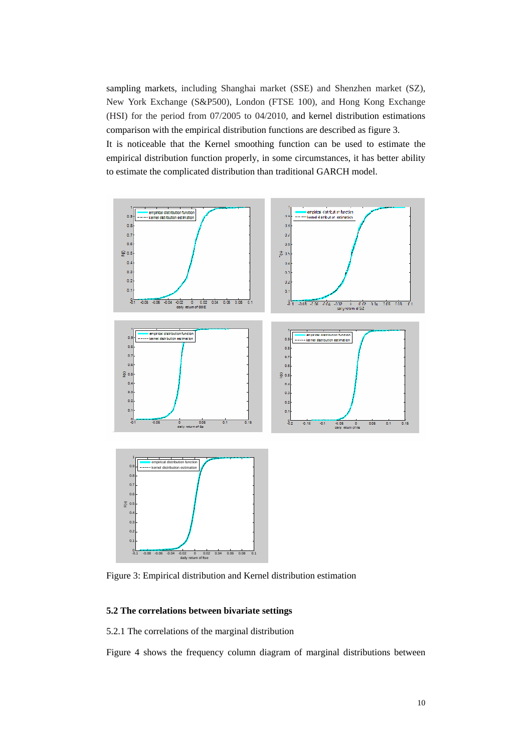sampling markets, including Shanghai market (SSE) and Shenzhen market (SZ), New York Exchange (S&P500), London (FTSE 100), and Hong Kong Exchange (HSI) for the period from 07/2005 to 04/2010, and kernel distribution estimations comparison with the empirical distribution functions are described as figure 3.

It is noticeable that the Kernel smoothing function can be used to estimate the empirical distribution function properly, in some circumstances, it has better ability to estimate the complicated distribution than traditional GARCH model.

Figure 3: Empirical distribution and Kernel distribution estimation

### 5.2 The correlations between bivariate settings

5.2.1 The correlations of the marginal distribution

Figure 4 shows the frequency column diagram of marginal distributions between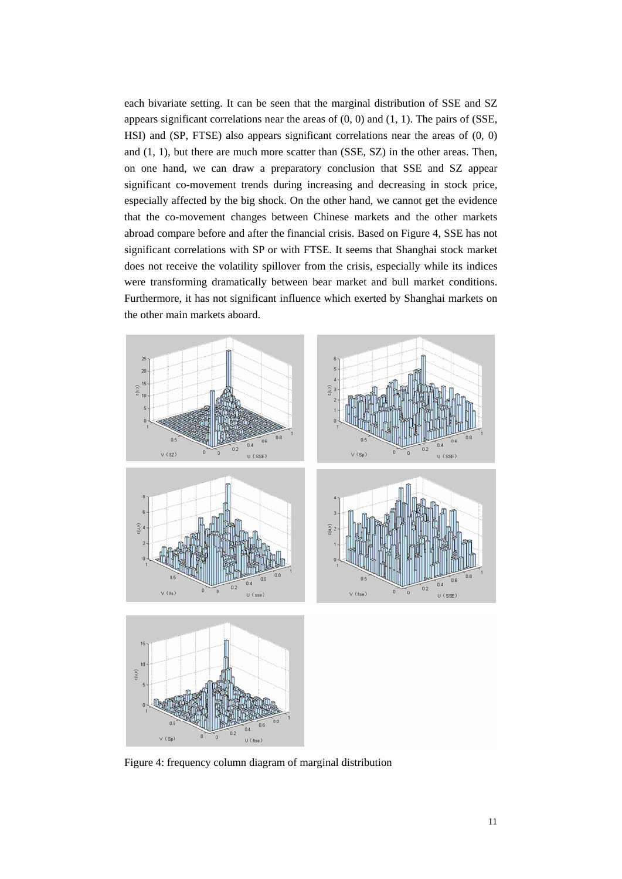each bivariate setting. It can be seen that the marginal distribution of SSE and SZ appears significant correlations near the areas of (0, 0) and (1, 1). The pairs of (SSE, HSI) and (SP, FTSE) also appears significant correlations near the areas of (0, 0) and (1, 1), but there are much more scatter than (SSE, SZ) in the other areas. Then, on one hand, we can draw a preparatory conclusion that SSE and SZ appear significant co-movement trends during increasing and decreasing in stock price, especially affected by the big shock. On the other hand, we cannot get the evidence that the co-movement changes between Chinese markets and the other markets abroad compare before and after the financial crisis. Based on Figure 4, SSE has not significant correlations with SP or with FTSE. It seems that Shanghai stock market does not receive the volatility spillover from the crisis, especially while its indices were transforming dramatically between bear market and bull market conditions. Furthermore, it has not significant influence which exerted by Shanghai markets on the other main markets aboard.

Figure 4: frequency column diagram of marginal distribution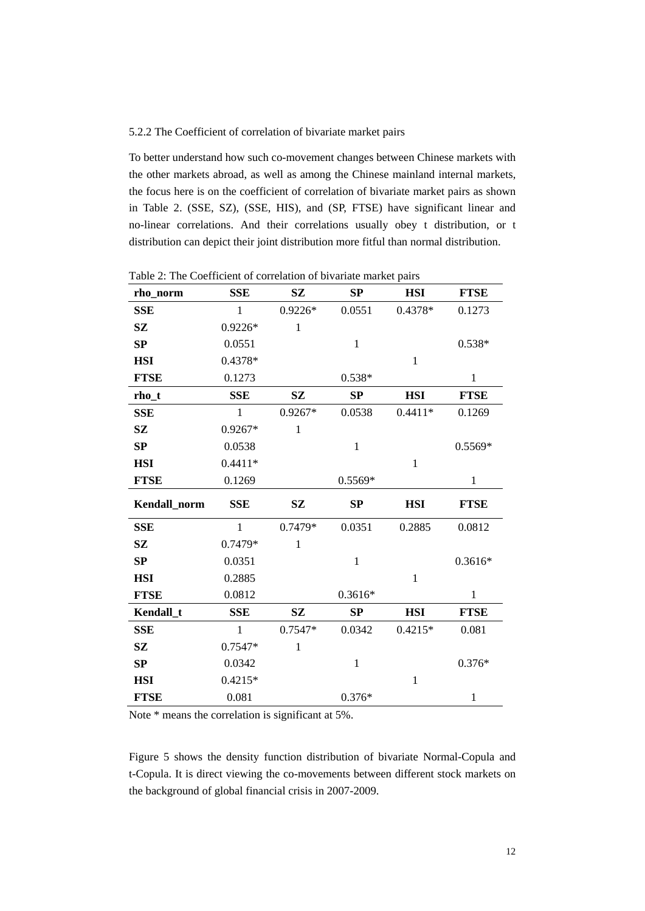### 5.2.2 The Coefficient of correlation of bivariate market pairs

To better understand how such co-movement changes between Chinese markets with the other markets abroad, as well as among the Chinese mainland internal markets, the focus here is on the coefficient of correlation of bivariate market pairs as shown in Table 2. (SSE, SZ), (SSE, HIS), and (SP, FTSE) have significant linear and no-linear correlations. And their correlations usually obey t distribution, or t distribution can depict their joint distribution more fitful than normal distribution.

Table 2: The Coefficient of correlation of bivariate market pairs

| **rho_norm** | **SSE** | **SZ** | **SP** | **HSI** | **FTSE** |
|---|---|---|---|---|---|
| **SSE** | 1 | 0.9226* | 0.0551 | 0.4378* | 0.1273 |
| **SZ** | 0.9226* | 1 | | | |
| **SP** | 0.0551 | | 1 | | 0.538* |
| **HSI** | 0.4378* | | | 1 | |
| **FTSE** | 0.1273 | | 0.538* | | 1 |
| **rho_t** | **SSE** | **SZ** | **SP** | **HSI** | **FTSE** |
| **SSE** | 1 | 0.9267* | 0.0538 | 0.4411* | 0.1269 |
| **SZ** | 0.9267* | 1 | | | |
| **SP** | 0.0538 | | 1 | | 0.5569* |
| **HSI** | 0.4411* | | | 1 | |
| **FTSE** | 0.1269 | | 0.5569* | | 1 |
| **Kendall_norm** | **SSE** | **SZ** | **SP** | **HSI** | **FTSE** |
| **SSE** | 1 | 0.7479* | 0.0351 | 0.2885 | 0.0812 |
| **SZ** | 0.7479* | 1 | | | |
| **SP** | 0.0351 | | 1 | | 0.3616* |
| **HSI** | 0.2885 | | | 1 | |
| **FTSE** | 0.0812 | | 0.3616* | | 1 |
| **Kendall_t** | **SSE** | **SZ** | **SP** | **HSI** | **FTSE** |
| **SSE** | 1 | 0.7547* | 0.0342 | 0.4215* | 0.081 |
| **SZ** | 0.7547* | 1 | | | |
| **SP** | 0.0342 | | 1 | | 0.376* |
| **HSI** | 0.4215* | | | 1 | |
| **FTSE** | 0.081 | | 0.376* | | 1 |

Note * means the correlation is significant at 5%.

Figure 5 shows the density function distribution of bivariate Normal-Copula and t-Copula. It is direct viewing the co-movements between different stock markets on the background of global financial crisis in 2007-2009.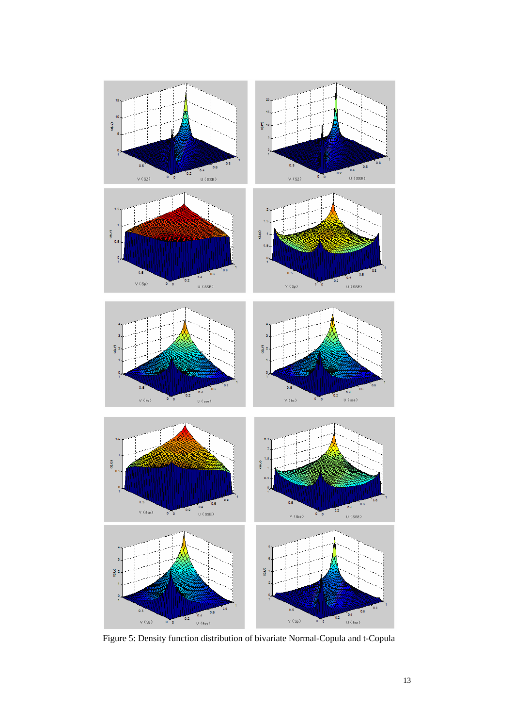Figure 5: Density function distribution of bivariate Normal-Copula and t-Copula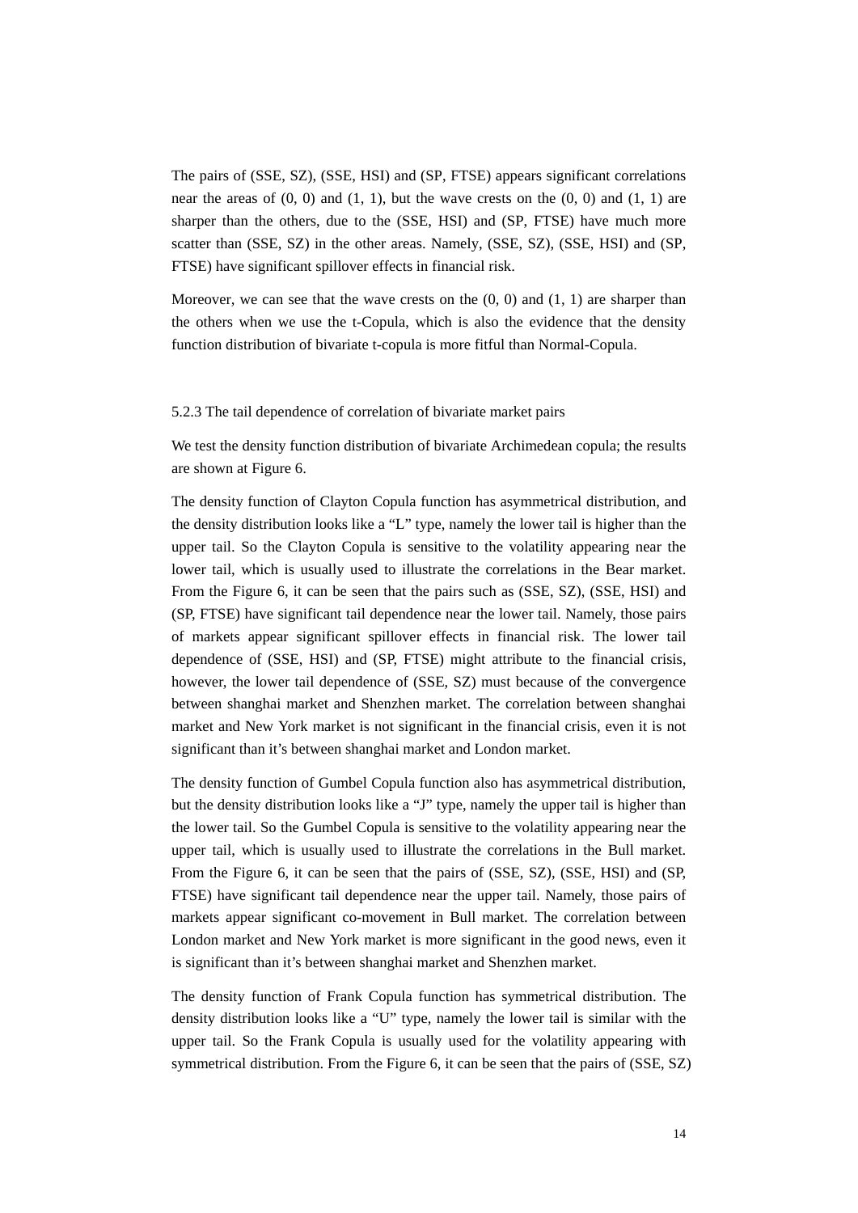The pairs of (SSE, SZ), (SSE, HSI) and (SP, FTSE) appears significant correlations near the areas of (0, 0) and (1, 1), but the wave crests on the (0, 0) and (1, 1) are sharper than the others, due to the (SSE, HSI) and (SP, FTSE) have much more scatter than (SSE, SZ) in the other areas. Namely, (SSE, SZ), (SSE, HSI) and (SP, FTSE) have significant spillover effects in financial risk.

Moreover, we can see that the wave crests on the (0, 0) and (1, 1) are sharper than the others when we use the t-Copula, which is also the evidence that the density function distribution of bivariate t-copula is more fitful than Normal-Copula.

### 5.2.3 The tail dependence of correlation of bivariate market pairs

We test the density function distribution of bivariate Archimedean copula; the results are shown at Figure 6.

The density function of Clayton Copula function has asymmetrical distribution, and the density distribution looks like a "L" type, namely the lower tail is higher than the upper tail. So the Clayton Copula is sensitive to the volatility appearing near the lower tail, which is usually used to illustrate the correlations in the Bear market. From the Figure 6, it can be seen that the pairs such as (SSE, SZ), (SSE, HSI) and (SP, FTSE) have significant tail dependence near the lower tail. Namely, those pairs of markets appear significant spillover effects in financial risk. The lower tail dependence of (SSE, HSI) and (SP, FTSE) might attribute to the financial crisis, however, the lower tail dependence of (SSE, SZ) must because of the convergence between shanghai market and Shenzhen market. The correlation between shanghai market and New York market is not significant in the financial crisis, even it is not significant than it's between shanghai market and London market.

The density function of Gumbel Copula function also has asymmetrical distribution, but the density distribution looks like a "J" type, namely the upper tail is higher than the lower tail. So the Gumbel Copula is sensitive to the volatility appearing near the upper tail, which is usually used to illustrate the correlations in the Bull market. From the Figure 6, it can be seen that the pairs of (SSE, SZ), (SSE, HSI) and (SP, FTSE) have significant tail dependence near the upper tail. Namely, those pairs of markets appear significant co-movement in Bull market. The correlation between London market and New York market is more significant in the good news, even it is significant than it's between shanghai market and Shenzhen market.

The density function of Frank Copula function has symmetrical distribution. The density distribution looks like a "U" type, namely the lower tail is similar with the upper tail. So the Frank Copula is usually used for the volatility appearing with symmetrical distribution. From the Figure 6, it can be seen that the pairs of (SSE, SZ)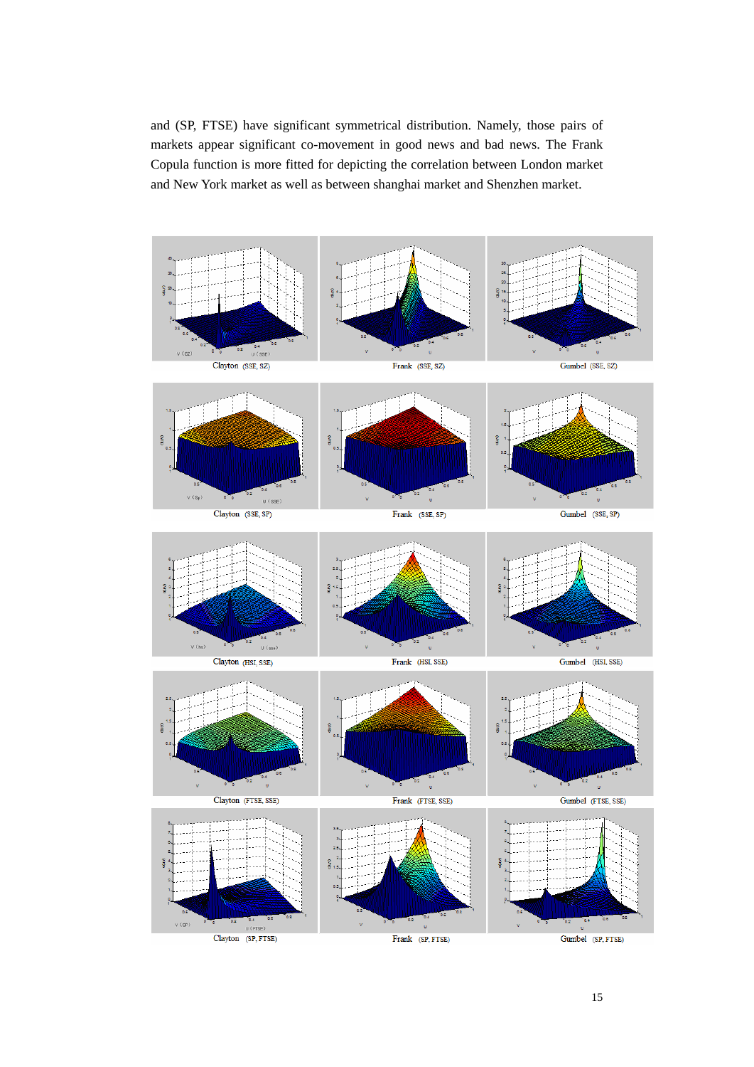and (SP, FTSE) have significant symmetrical distribution. Namely, those pairs of markets appear significant co-movement in good news and bad news. The Frank Copula function is more fitted for depicting the correlation between London market and New York market as well as between shanghai market and Shenzhen market.

Clayton (SSE, SZ) Frank (SSE, SZ) Gumbel (SSE, SZ)

Clayton (SSE, SP) Frank (SSE, SP) Gumbel (SSE, SP)

Clayton (HSI, SSE) Frank (HSI, SSE) Gumbel (HSI, SSE)

Clayton (FTSE, SSE) Frank (FTSE, SSE) Gumbel (FTSE, SSE)

Clayton (SP, FTSE) Frank (SP, FTSE) Gumbel (SP, FTSE)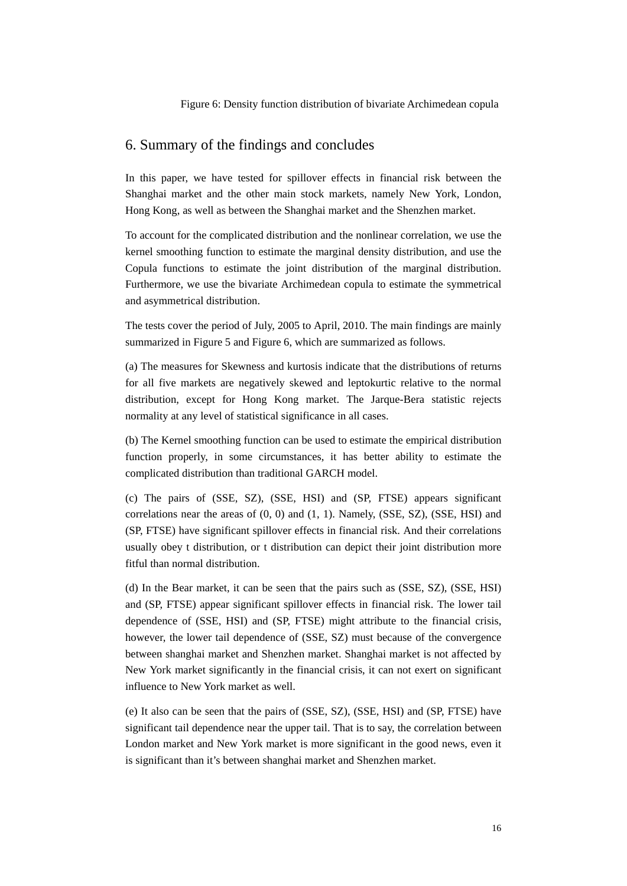Figure 6: Density function distribution of bivariate Archimedean copula

## 6. Summary of the findings and concludes

In this paper, we have tested for spillover effects in financial risk between the Shanghai market and the other main stock markets, namely New York, London, Hong Kong, as well as between the Shanghai market and the Shenzhen market.

To account for the complicated distribution and the nonlinear correlation, we use the kernel smoothing function to estimate the marginal density distribution, and use the Copula functions to estimate the joint distribution of the marginal distribution. Furthermore, we use the bivariate Archimedean copula to estimate the symmetrical and asymmetrical distribution.

The tests cover the period of July, 2005 to April, 2010. The main findings are mainly summarized in Figure 5 and Figure 6, which are summarized as follows.

(a) The measures for Skewness and kurtosis indicate that the distributions of returns for all five markets are negatively skewed and leptokurtic relative to the normal distribution, except for Hong Kong market. The Jarque-Bera statistic rejects normality at any level of statistical significance in all cases.

(b) The Kernel smoothing function can be used to estimate the empirical distribution function properly, in some circumstances, it has better ability to estimate the complicated distribution than traditional GARCH model.

(c) The pairs of (SSE, SZ), (SSE, HSI) and (SP, FTSE) appears significant correlations near the areas of (0, 0) and (1, 1). Namely, (SSE, SZ), (SSE, HSI) and (SP, FTSE) have significant spillover effects in financial risk. And their correlations usually obey t distribution, or t distribution can depict their joint distribution more fitful than normal distribution.

(d) In the Bear market, it can be seen that the pairs such as (SSE, SZ), (SSE, HSI) and (SP, FTSE) appear significant spillover effects in financial risk. The lower tail dependence of (SSE, HSI) and (SP, FTSE) might attribute to the financial crisis, however, the lower tail dependence of (SSE, SZ) must because of the convergence between shanghai market and Shenzhen market. Shanghai market is not affected by New York market significantly in the financial crisis, it can not exert on significant influence to New York market as well.

(e) It also can be seen that the pairs of (SSE, SZ), (SSE, HSI) and (SP, FTSE) have significant tail dependence near the upper tail. That is to say, the correlation between London market and New York market is more significant in the good news, even it is significant than it's between shanghai market and Shenzhen market.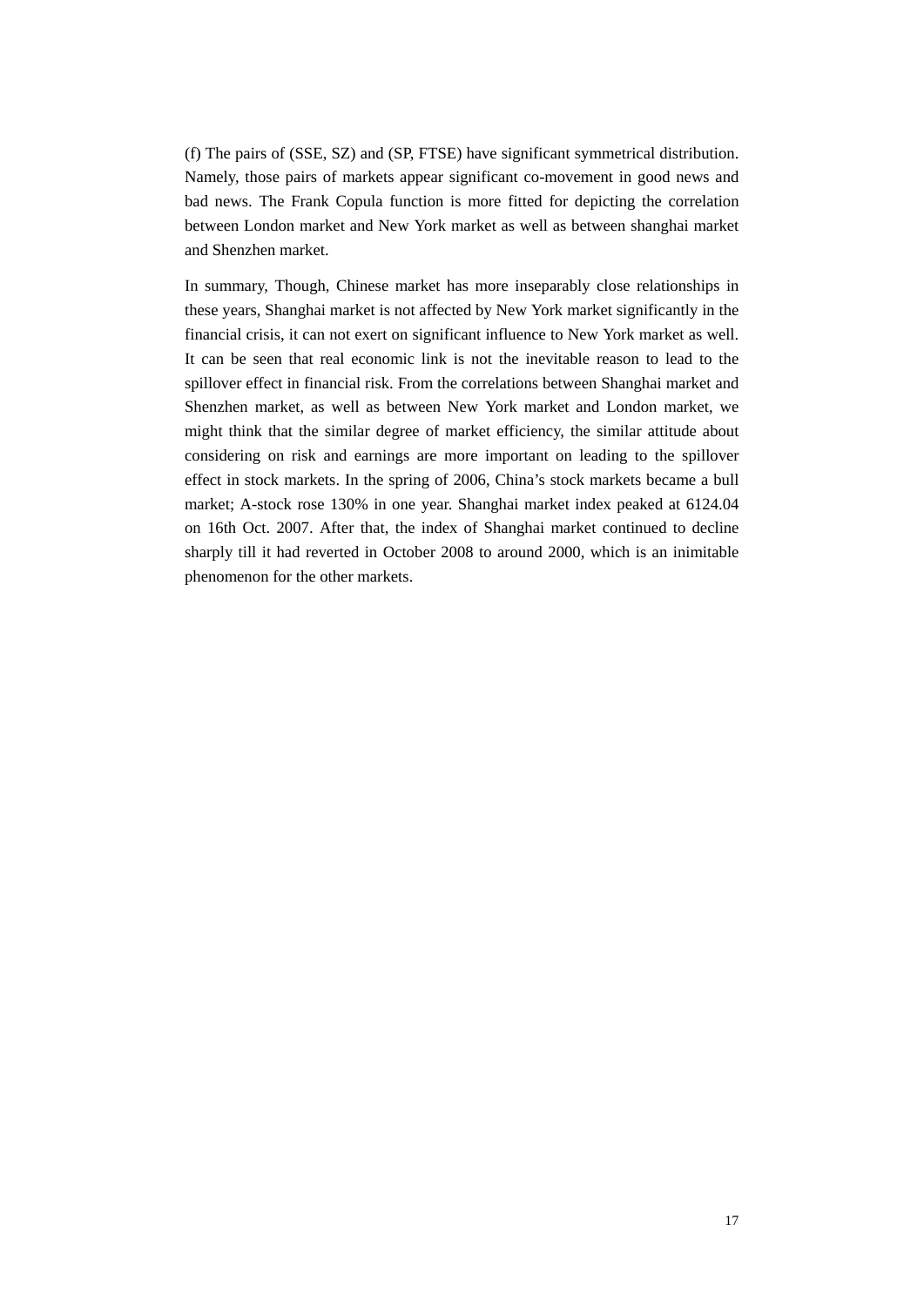(f) The pairs of (SSE, SZ) and (SP, FTSE) have significant symmetrical distribution. Namely, those pairs of markets appear significant co-movement in good news and bad news. The Frank Copula function is more fitted for depicting the correlation between London market and New York market as well as between shanghai market and Shenzhen market.

In summary, Though, Chinese market has more inseparably close relationships in these years, Shanghai market is not affected by New York market significantly in the financial crisis, it can not exert on significant influence to New York market as well. It can be seen that real economic link is not the inevitable reason to lead to the spillover effect in financial risk. From the correlations between Shanghai market and Shenzhen market, as well as between New York market and London market, we might think that the similar degree of market efficiency, the similar attitude about considering on risk and earnings are more important on leading to the spillover effect in stock markets. In the spring of 2006, China's stock markets became a bull market; A-stock rose 130% in one year. Shanghai market index peaked at 6124.04 on 16th Oct. 2007. After that, the index of Shanghai market continued to decline sharply till it had reverted in October 2008 to around 2000, which is an inimitable phenomenon for the other markets.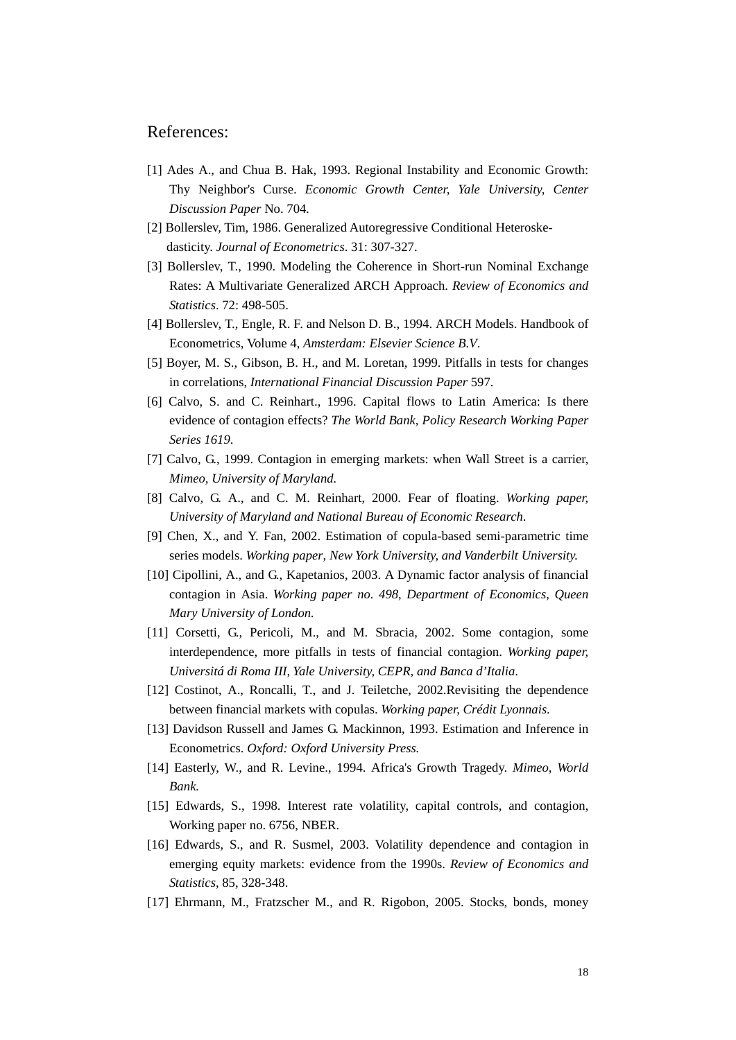## References:

[1] Ades A., and Chua B. Hak, 1993. Regional Instability and Economic Growth: Thy Neighbor's Curse. *Economic Growth Center, Yale University, Center Discussion Paper* No. 704.

[2] Bollerslev, Tim, 1986. Generalized Autoregressive Conditional Heteroske-dasticity. *Journal of Econometrics*. 31: 307-327.

[3] Bollerslev, T., 1990. Modeling the Coherence in Short-run Nominal Exchange Rates: A Multivariate Generalized ARCH Approach. *Review of Economics and Statistics*. 72: 498-505.

[4] Bollerslev, T., Engle, R. F. and Nelson D. B., 1994. ARCH Models. Handbook of Econometrics, Volume 4, *Amsterdam: Elsevier Science B.V*.

[5] Boyer, M. S., Gibson, B. H., and M. Loretan, 1999. Pitfalls in tests for changes in correlations, *International Financial Discussion Paper* 597.

[6] Calvo, S. and C. Reinhart., 1996. Capital flows to Latin America: Is there evidence of contagion effects? *The World Bank, Policy Research Working Paper Series 1619*.

[7] Calvo, G., 1999. Contagion in emerging markets: when Wall Street is a carrier, *Mimeo, University of Maryland.*

[8] Calvo, G. A., and C. M. Reinhart, 2000. Fear of floating. *Working paper, University of Maryland and National Bureau of Economic Research*.

[9] Chen, X., and Y. Fan, 2002. Estimation of copula-based semi-parametric time series models. *Working paper, New York University, and Vanderbilt University.*

[10] Cipollini, A., and G., Kapetanios, 2003. A Dynamic factor analysis of financial contagion in Asia. *Working paper no. 498, Department of Economics, Queen Mary University of London.*

[11] Corsetti, G., Pericoli, M., and M. Sbracia, 2002. Some contagion, some interdependence, more pitfalls in tests of financial contagion. *Working paper, Universitá di Roma III, Yale University, CEPR, and Banca d'Italia*.

[12] Costinot, A., Roncalli, T., and J. Teiletche, 2002.Revisiting the dependence between financial markets with copulas. *Working paper, Crédit Lyonnais.*

[13] Davidson Russell and James G. Mackinnon, 1993. Estimation and Inference in Econometrics. *Oxford: Oxford University Press.*

[14] Easterly, W., and R. Levine., 1994. Africa's Growth Tragedy. *Mimeo, World Bank.*

[15] Edwards, S., 1998. Interest rate volatility, capital controls, and contagion, Working paper no. 6756, NBER.

[16] Edwards, S., and R. Susmel, 2003. Volatility dependence and contagion in emerging equity markets: evidence from the 1990s. *Review of Economics and Statistics*, 85, 328-348.

[17] Ehrmann, M., Fratzscher M., and R. Rigobon, 2005. Stocks, bonds, money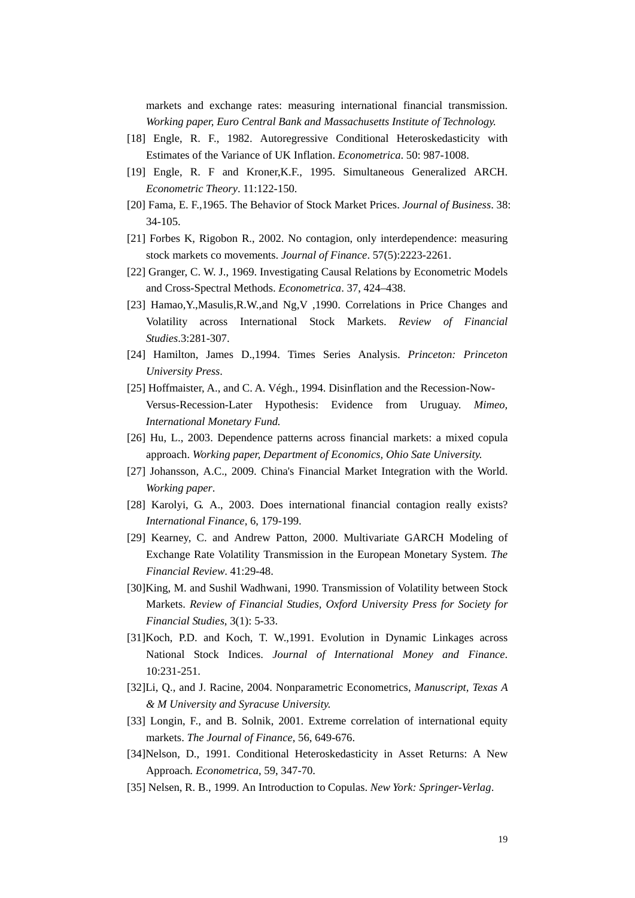markets and exchange rates: measuring international financial transmission. *Working paper, Euro Central Bank and Massachusetts Institute of Technology.*

[18] Engle, R. F., 1982. Autoregressive Conditional Heteroskedasticity with Estimates of the Variance of UK Inflation. *Econometrica*. 50: 987-1008.

[19] Engle, R. F and Kroner,K.F., 1995. Simultaneous Generalized ARCH. *Econometric Theory*. 11:122-150.

[20] Fama, E. F.,1965. The Behavior of Stock Market Prices. *Journal of Business*. 38: 34-105.

[21] Forbes K, Rigobon R., 2002. No contagion, only interdependence: measuring stock markets co movements. *Journal of Finance*. 57(5):2223-2261.

[22] Granger, C. W. J., 1969. Investigating Causal Relations by Econometric Models and Cross-Spectral Methods. *Econometrica*. 37, 424–438.

[23] Hamao,Y.,Masulis,R.W.,and Ng,V ,1990. Correlations in Price Changes and Volatility across International Stock Markets. *Review of Financial Studies*.3:281-307.

[24] Hamilton, James D.,1994. Times Series Analysis. *Princeton: Princeton University Press*.

[25] Hoffmaister, A., and C. A. Végh., 1994. Disinflation and the Recession-Now-Versus-Recession-Later Hypothesis: Evidence from Uruguay. *Mimeo, International Monetary Fund.*

[26] Hu, L., 2003. Dependence patterns across financial markets: a mixed copula approach. *Working paper, Department of Economics, Ohio Sate University.*

[27] Johansson, A.C., 2009. China's Financial Market Integration with the World. *Working paper*.

[28] Karolyi, G. A., 2003. Does international financial contagion really exists? *International Finance*, 6, 179-199.

[29] Kearney, C. and Andrew Patton, 2000. Multivariate GARCH Modeling of Exchange Rate Volatility Transmission in the European Monetary System. *The Financial Review*. 41:29-48.

[30]King, M. and Sushil Wadhwani, 1990. Transmission of Volatility between Stock Markets. *Review of Financial Studies, Oxford University Press for Society for Financial Studies*, 3(1): 5-33.

[31]Koch, P.D. and Koch, T. W.,1991. Evolution in Dynamic Linkages across National Stock Indices. *Journal of International Money and Finance*. 10:231-251.

[32]Li, Q., and J. Racine, 2004. Nonparametric Econometrics, *Manuscript, Texas A & M University and Syracuse University.*

[33] Longin, F., and B. Solnik, 2001. Extreme correlation of international equity markets. *The Journal of Finance*, 56, 649-676.

[34]Nelson, D., 1991. Conditional Heteroskedasticity in Asset Returns: A New Approach. *Econometrica*, 59, 347-70.

[35] Nelsen, R. B., 1999. An Introduction to Copulas. *New York: Springer-Verlag*.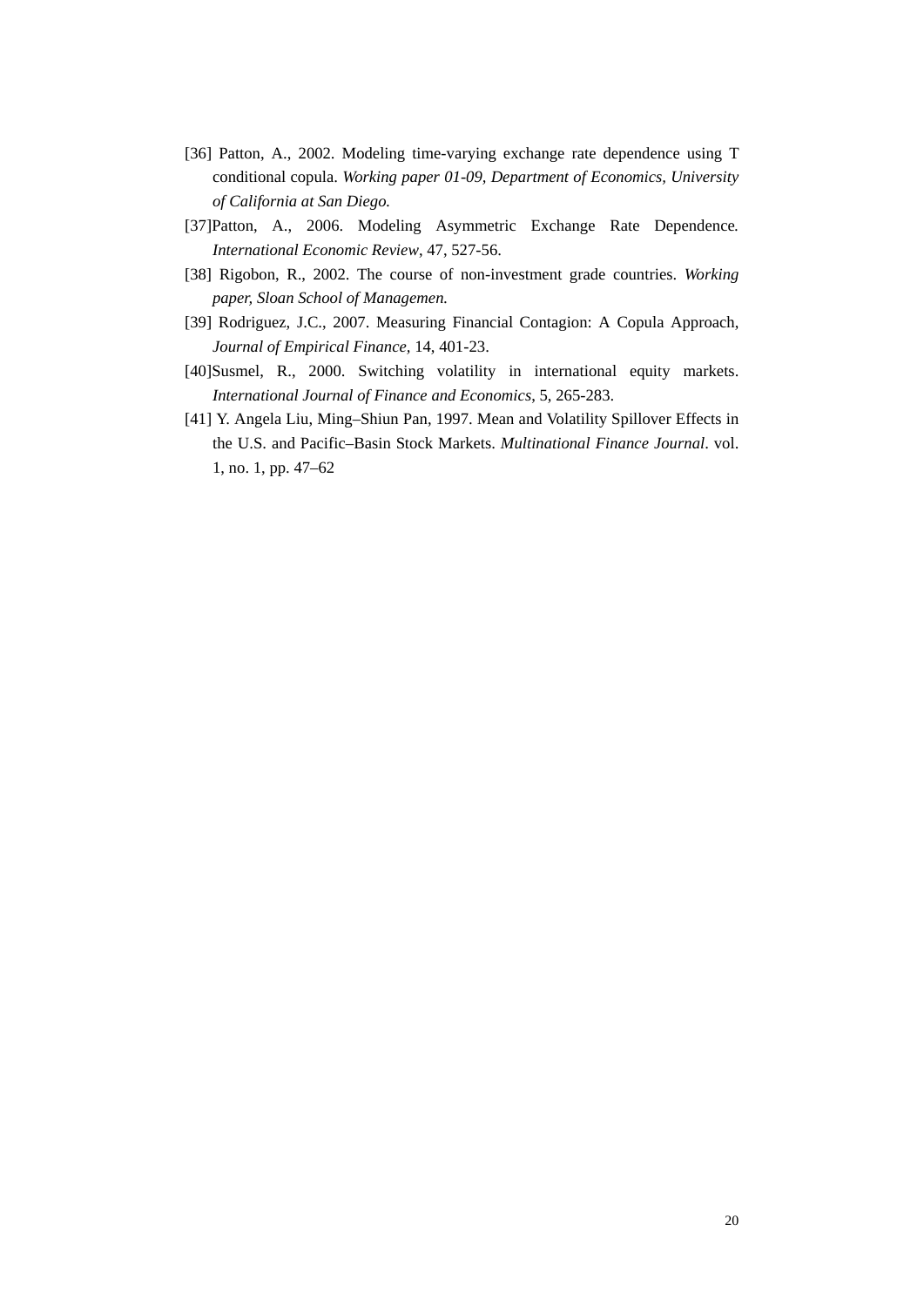[36] Patton, A., 2002. Modeling time-varying exchange rate dependence using T conditional copula. *Working paper 01-09, Department of Economics, University of California at San Diego.*

[37]Patton, A., 2006. Modeling Asymmetric Exchange Rate Dependence*. International Economic Review*, 47, 527-56.

[38] Rigobon, R., 2002. The course of non-investment grade countries. *Working paper, Sloan School of Managemen.*

[39] Rodriguez, J.C., 2007. Measuring Financial Contagion: A Copula Approach, *Journal of Empirical Finance,* 14, 401-23.

[40]Susmel, R., 2000. Switching volatility in international equity markets. *International Journal of Finance and Economics,* 5, 265-283.

[41] Y. Angela Liu, Ming–Shiun Pan, 1997. Mean and Volatility Spillover Effects in the U.S. and Pacific–Basin Stock Markets. *Multinational Finance Journal*. vol. 1, no. 1, pp. 47–62